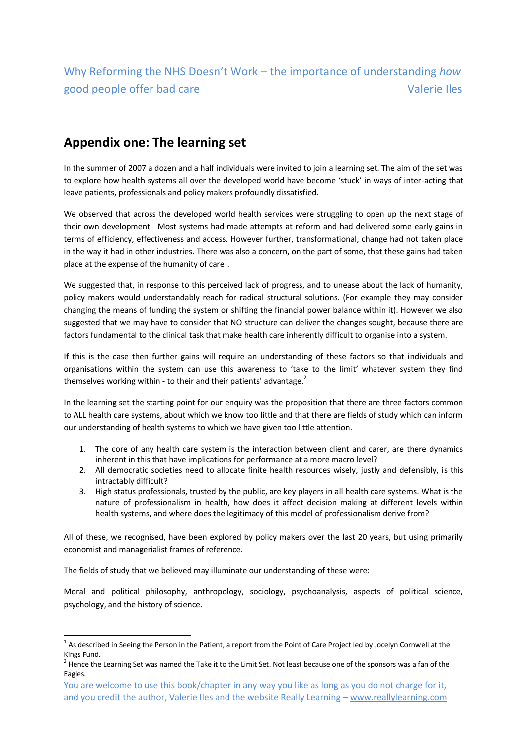Why Reforming the NHS Doesn't Work – the importance of understanding *how* good people offer bad care — Valerie Iles

## Appendix one: The learning set

In the summer of 2007 a dozen and a half individuals were invited to join a learning set. The aim of the set was to explore how health systems all over the developed world have become 'stuck' in ways of inter-acting that leave patients, professionals and policy makers profoundly dissatisfied.

We observed that across the developed world health services were struggling to open up the next stage of their own development. Most systems had made attempts at reform and had delivered some early gains in terms of efficiency, effectiveness and access. However further, transformational, change had not taken place in the way it had in other industries. There was also a concern, on the part of some, that these gains had taken place at the expense of the humanity of care[1].

We suggested that, in response to this perceived lack of progress, and to unease about the lack of humanity, policy makers would understandably reach for radical structural solutions. (For example they may consider changing the means of funding the system or shifting the financial power balance within it). However we also suggested that we may have to consider that NO structure can deliver the changes sought, because there are factors fundamental to the clinical task that make health care inherently difficult to organise into a system.

If this is the case then further gains will require an understanding of these factors so that individuals and organisations within the system can use this awareness to 'take to the limit' whatever system they find themselves working within - to their and their patients' advantage.[2]

In the learning set the starting point for our enquiry was the proposition that there are three factors common to ALL health care systems, about which we know too little and that there are fields of study which can inform our understanding of health systems to which we have given too little attention.

1. The core of any health care system is the interaction between client and carer, are there dynamics inherent in this that have implications for performance at a more macro level?
2. All democratic societies need to allocate finite health resources wisely, justly and defensibly, is this intractably difficult?
3. High status professionals, trusted by the public, are key players in all health care systems. What is the nature of professionalism in health, how does it affect decision making at different levels within health systems, and where does the legitimacy of this model of professionalism derive from?

All of these, we recognised, have been explored by policy makers over the last 20 years, but using primarily economist and managerialist frames of reference.

The fields of study that we believed may illuminate our understanding of these were:

Moral and political philosophy, anthropology, sociology, psychoanalysis, aspects of political science, psychology, and the history of science.

---

[1] As described in Seeing the Person in the Patient, a report from the Point of Care Project led by Jocelyn Cornwell at the Kings Fund.

[2] Hence the Learning Set was named the Take it to the Limit Set. Not least because one of the sponsors was a fan of the Eagles.

You are welcome to use this book/chapter in any way you like as long as you do not charge for it, and you credit the author, Valerie Iles and the website Really Learning – www.reallylearning.com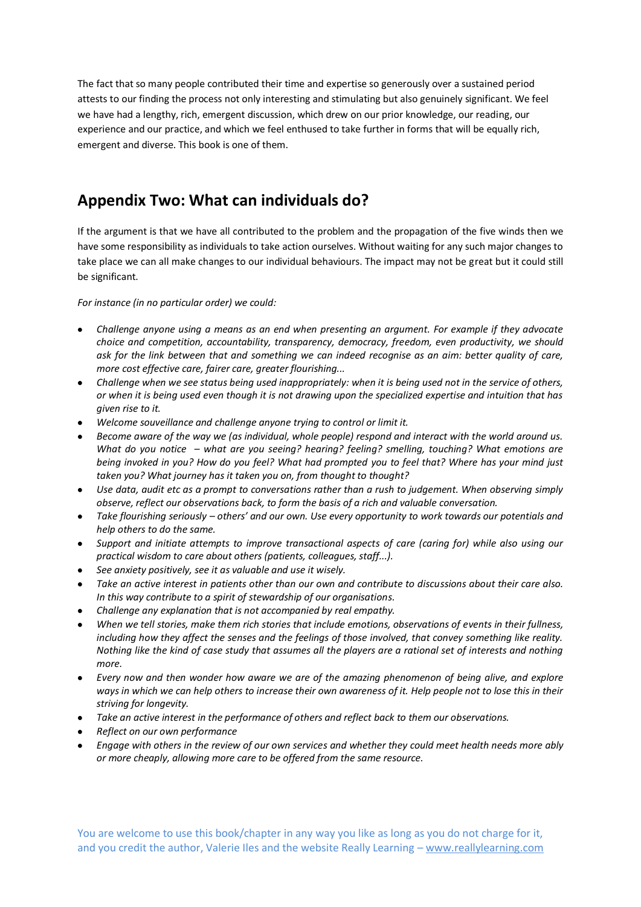The fact that so many people contributed their time and expertise so generously over a sustained period attests to our finding the process not only interesting and stimulating but also genuinely significant. We feel we have had a lengthy, rich, emergent discussion, which drew on our prior knowledge, our reading, our experience and our practice, and which we feel enthused to take further in forms that will be equally rich, emergent and diverse. This book is one of them.

## Appendix Two: What can individuals do?

If the argument is that we have all contributed to the problem and the propagation of the five winds then we have some responsibility as individuals to take action ourselves. Without waiting for any such major changes to take place we can all make changes to our individual behaviours. The impact may not be great but it could still be significant.

*For instance (in no particular order) we could:*

- *Challenge anyone using a means as an end when presenting an argument. For example if they advocate choice and competition, accountability, transparency, democracy, freedom, even productivity, we should ask for the link between that and something we can indeed recognise as an aim: better quality of care, more cost effective care, fairer care, greater flourishing...*
- *Challenge when we see status being used inappropriately: when it is being used not in the service of others, or when it is being used even though it is not drawing upon the specialized expertise and intuition that has given rise to it.*
- *Welcome souveillance and challenge anyone trying to control or limit it.*
- *Become aware of the way we (as individual, whole people) respond and interact with the world around us. What do you notice – what are you seeing? hearing? feeling? smelling, touching? What emotions are being invoked in you? How do you feel? What had prompted you to feel that? Where has your mind just taken you? What journey has it taken you on, from thought to thought?*
- *Use data, audit etc as a prompt to conversations rather than a rush to judgement. When observing simply observe, reflect our observations back, to form the basis of a rich and valuable conversation.*
- *Take flourishing seriously – others' and our own. Use every opportunity to work towards our potentials and help others to do the same.*
- *Support and initiate attempts to improve transactional aspects of care (caring for) while also using our practical wisdom to care about others (patients, colleagues, staff...).*
- *See anxiety positively, see it as valuable and use it wisely.*
- *Take an active interest in patients other than our own and contribute to discussions about their care also. In this way contribute to a spirit of stewardship of our organisations.*
- *Challenge any explanation that is not accompanied by real empathy.*
- *When we tell stories, make them rich stories that include emotions, observations of events in their fullness, including how they affect the senses and the feelings of those involved, that convey something like reality. Nothing like the kind of case study that assumes all the players are a rational set of interests and nothing more.*
- *Every now and then wonder how aware we are of the amazing phenomenon of being alive, and explore ways in which we can help others to increase their own awareness of it. Help people not to lose this in their striving for longevity.*
- *Take an active interest in the performance of others and reflect back to them our observations.*
- *Reflect on our own performance*
- *Engage with others in the review of our own services and whether they could meet health needs more ably or more cheaply, allowing more care to be offered from the same resource.*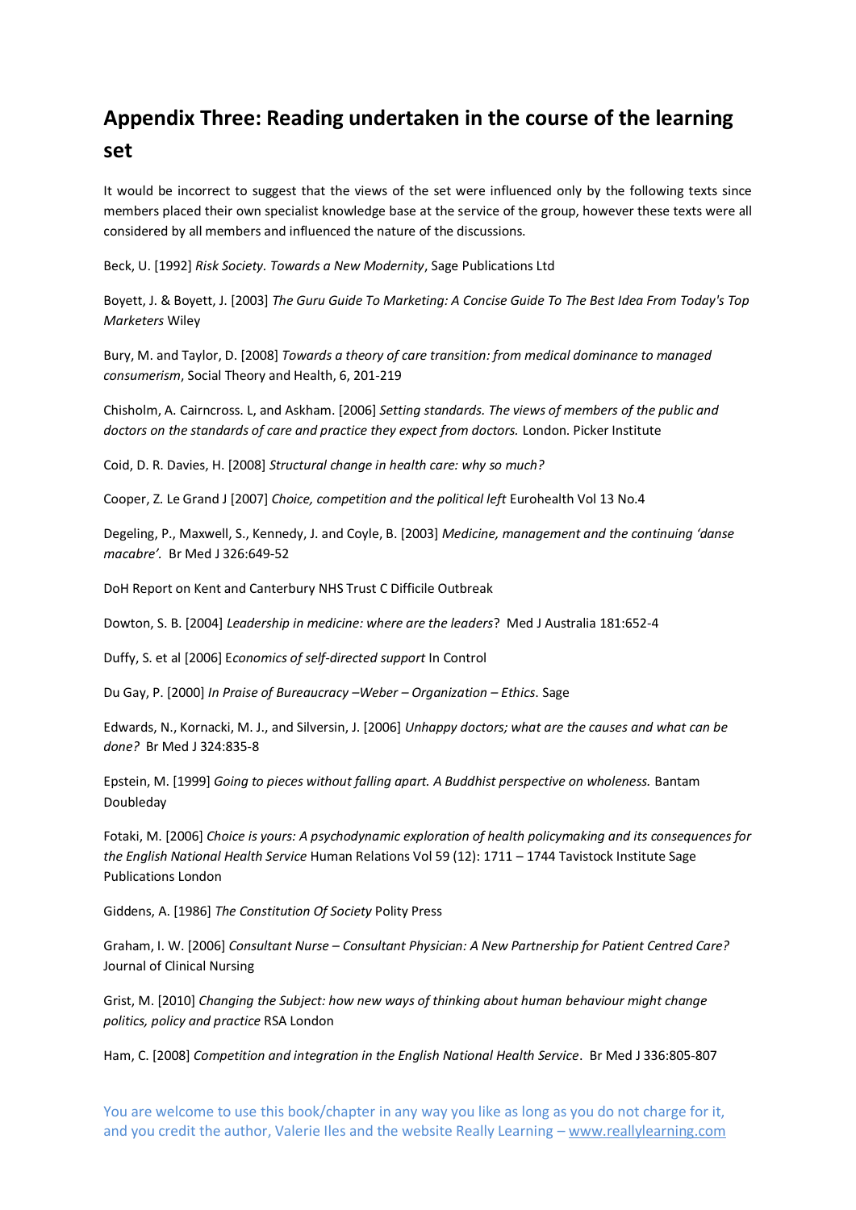## Appendix Three: Reading undertaken in the course of the learning set

It would be incorrect to suggest that the views of the set were influenced only by the following texts since members placed their own specialist knowledge base at the service of the group, however these texts were all considered by all members and influenced the nature of the discussions.

Beck, U. [1992] *Risk Society. Towards a New Modernity*, Sage Publications Ltd

Boyett, J. & Boyett, J. [2003] *The Guru Guide To Marketing: A Concise Guide To The Best Idea From Today's Top Marketers* Wiley

Bury, M. and Taylor, D. [2008] *Towards a theory of care transition: from medical dominance to managed consumerism*, Social Theory and Health, 6, 201-219

Chisholm, A. Cairncross. L, and Askham. [2006] *Setting standards. The views of members of the public and doctors on the standards of care and practice they expect from doctors.* London. Picker Institute

Coid, D. R. Davies, H. [2008] *Structural change in health care: why so much?*

Cooper, Z. Le Grand J [2007] *Choice, competition and the political left* Eurohealth Vol 13 No.4

Degeling, P., Maxwell, S., Kennedy, J. and Coyle, B. [2003] *Medicine, management and the continuing 'danse macabre'.* Br Med J 326:649-52

DoH Report on Kent and Canterbury NHS Trust C Difficile Outbreak

Dowton, S. B. [2004] *Leadership in medicine: where are the leaders*? Med J Australia 181:652-4

Duffy, S. et al [2006] E*conomics of self-directed support* In Control

Du Gay, P. [2000] *In Praise of Bureaucracy –Weber – Organization – Ethics*. Sage

Edwards, N., Kornacki, M. J., and Silversin, J. [2006] *Unhappy doctors; what are the causes and what can be done?* Br Med J 324:835-8

Epstein, M. [1999] *Going to pieces without falling apart. A Buddhist perspective on wholeness.* Bantam Doubleday

Fotaki, M. [2006] *Choice is yours: A psychodynamic exploration of health policymaking and its consequences for the English National Health Service* Human Relations Vol 59 (12): 1711 – 1744 Tavistock Institute Sage Publications London

Giddens, A. [1986] *The Constitution Of Society* Polity Press

Graham, I. W. [2006] *Consultant Nurse – Consultant Physician: A New Partnership for Patient Centred Care?* Journal of Clinical Nursing

Grist, M. [2010] *Changing the Subject: how new ways of thinking about human behaviour might change politics, policy and practice* RSA London

Ham, C. [2008] *Competition and integration in the English National Health Service*. Br Med J 336:805-807

You are welcome to use this book/chapter in any way you like as long as you do not charge for it, and you credit the author, Valerie Iles and the website Really Learning – www.reallylearning.com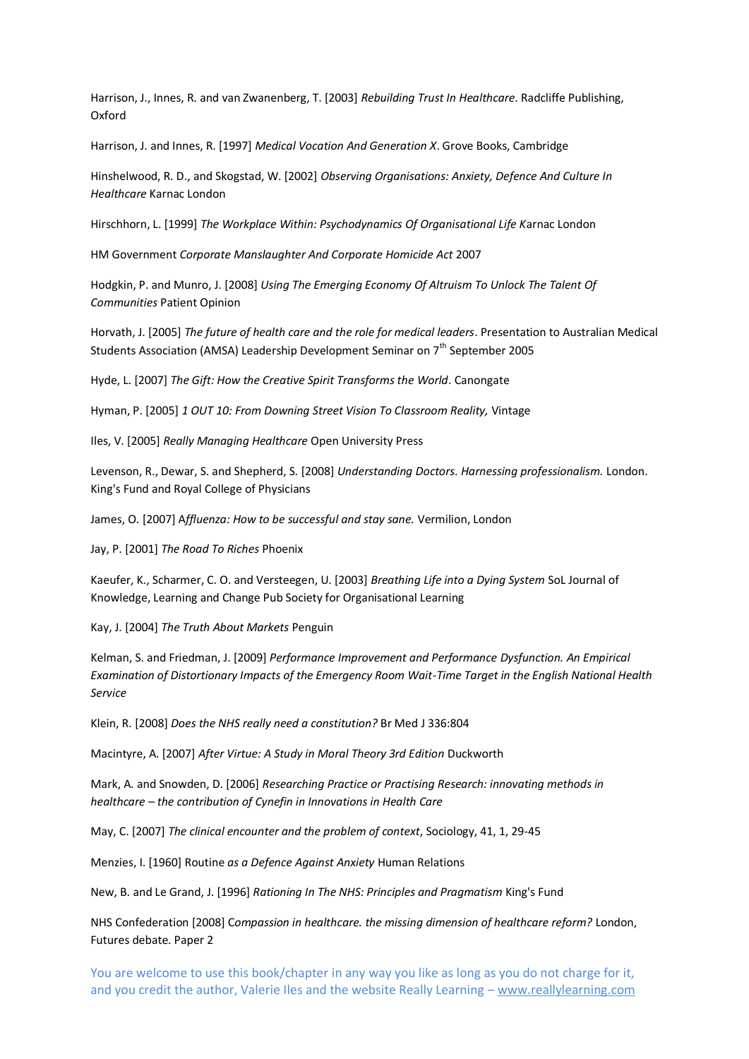Harrison, J., Innes, R. and van Zwanenberg, T. [2003] *Rebuilding Trust In Healthcare*. Radcliffe Publishing, Oxford

Harrison, J. and Innes, R. [1997] *Medical Vocation And Generation X*. Grove Books, Cambridge

Hinshelwood, R. D., and Skogstad, W. [2002] *Observing Organisations: Anxiety, Defence And Culture In Healthcare* Karnac London

Hirschhorn, L. [1999] *The Workplace Within: Psychodynamics Of Organisational Life* Karnac London

HM Government *Corporate Manslaughter And Corporate Homicide Act* 2007

Hodgkin, P. and Munro, J. [2008] *Using The Emerging Economy Of Altruism To Unlock The Talent Of Communities* Patient Opinion

Horvath, J. [2005] *The future of health care and the role for medical leaders*. Presentation to Australian Medical Students Association (AMSA) Leadership Development Seminar on 7th September 2005

Hyde, L. [2007] *The Gift: How the Creative Spirit Transforms the World*. Canongate

Hyman, P. [2005] *1 OUT 10: From Downing Street Vision To Classroom Reality,* Vintage

Iles, V. [2005] *Really Managing Healthcare* Open University Press

Levenson, R., Dewar, S. and Shepherd, S. [2008] *Understanding Doctors. Harnessing professionalism.* London. King's Fund and Royal College of Physicians

James, O. [2007] A*ffluenza: How to be successful and stay sane.* Vermilion, London

Jay, P. [2001] *The Road To Riches* Phoenix

Kaeufer, K., Scharmer, C. O. and Versteegen, U. [2003] *Breathing Life into a Dying System* SoL Journal of Knowledge, Learning and Change Pub Society for Organisational Learning

Kay, J. [2004] *The Truth About Markets* Penguin

Kelman, S. and Friedman, J. [2009] *Performance Improvement and Performance Dysfunction. An Empirical Examination of Distortionary Impacts of the Emergency Room Wait-Time Target in the English National Health Service*

Klein, R. [2008] *Does the NHS really need a constitution?* Br Med J 336:804

Macintyre, A. [2007] *After Virtue: A Study in Moral Theory 3rd Edition* Duckworth

Mark, A. and Snowden, D. [2006] *Researching Practice or Practising Research: innovating methods in healthcare – the contribution of Cynefin in Innovations in Health Care*

May, C. [2007] *The clinical encounter and the problem of context*, Sociology, 41, 1, 29-45

Menzies, I. [1960] Routine *as a Defence Against Anxiety* Human Relations

New, B. and Le Grand, J. [1996] *Rationing In The NHS: Principles and Pragmatism* King's Fund

NHS Confederation [2008] C*ompassion in healthcare. the missing dimension of healthcare reform?* London, Futures debate. Paper 2

You are welcome to use this book/chapter in any way you like as long as you do not charge for it, and you credit the author, Valerie Iles and the website Really Learning – www.reallylearning.com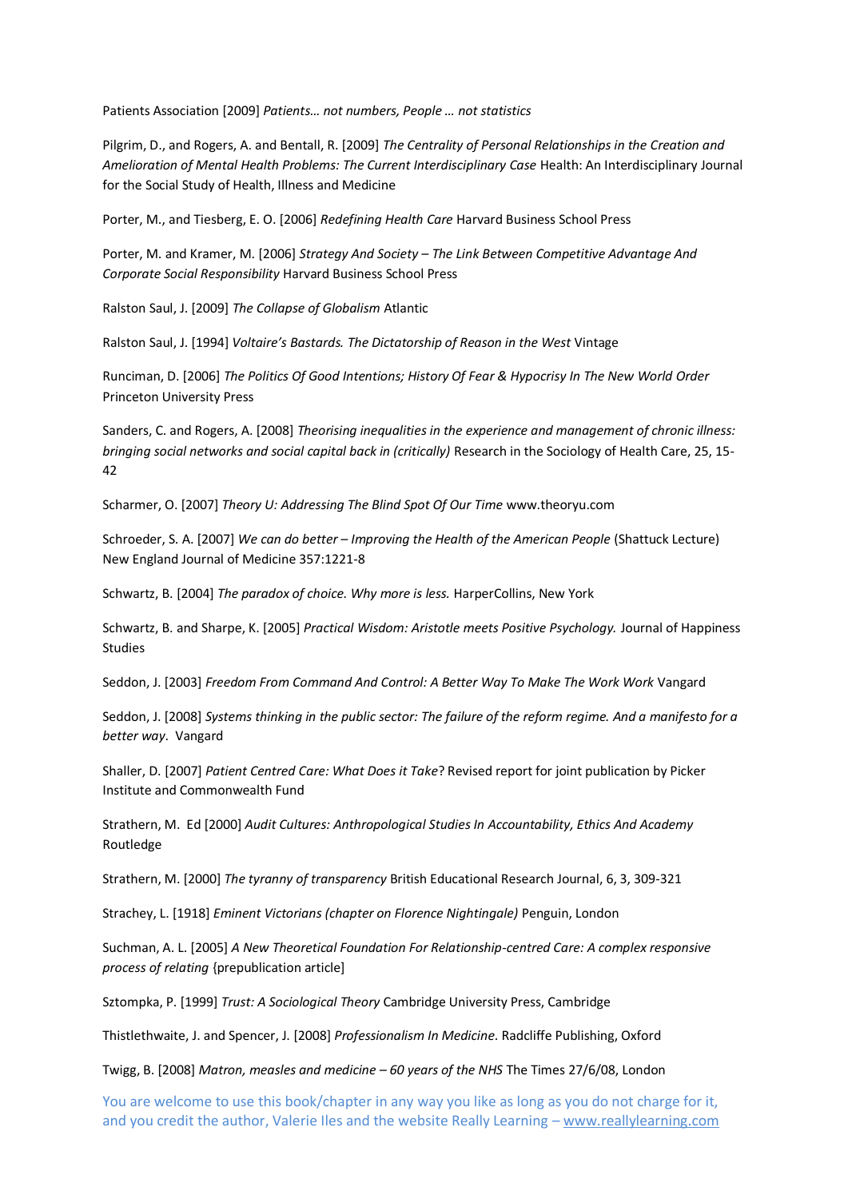Patients Association [2009] *Patients… not numbers, People … not statistics*

Pilgrim, D., and Rogers, A. and Bentall, R. [2009] *The Centrality of Personal Relationships in the Creation and Amelioration of Mental Health Problems: The Current Interdisciplinary Case* Health: An Interdisciplinary Journal for the Social Study of Health, Illness and Medicine

Porter, M., and Tiesberg, E. O. [2006] *Redefining Health Care* Harvard Business School Press

Porter, M. and Kramer, M. [2006] *Strategy And Society – The Link Between Competitive Advantage And Corporate Social Responsibility* Harvard Business School Press

Ralston Saul, J. [2009] *The Collapse of Globalism* Atlantic

Ralston Saul, J. [1994] *Voltaire's Bastards. The Dictatorship of Reason in the West* Vintage

Runciman, D. [2006] *The Politics Of Good Intentions; History Of Fear & Hypocrisy In The New World Order* Princeton University Press

Sanders, C. and Rogers, A. [2008] *Theorising inequalities in the experience and management of chronic illness: bringing social networks and social capital back in (critically)* Research in the Sociology of Health Care, 25, 15-42

Scharmer, O. [2007] *Theory U: Addressing The Blind Spot Of Our Time* www.theoryu.com

Schroeder, S. A. [2007] *We can do better – Improving the Health of the American People* (Shattuck Lecture) New England Journal of Medicine 357:1221-8

Schwartz, B. [2004] *The paradox of choice. Why more is less.* HarperCollins, New York

Schwartz, B. and Sharpe, K. [2005] *Practical Wisdom: Aristotle meets Positive Psychology.* Journal of Happiness Studies

Seddon, J. [2003] *Freedom From Command And Control: A Better Way To Make The Work Work* Vangard

Seddon, J. [2008] *Systems thinking in the public sector: The failure of the reform regime. And a manifesto for a better way*. Vangard

Shaller, D. [2007] *Patient Centred Care: What Does it Take*? Revised report for joint publication by Picker Institute and Commonwealth Fund

Strathern, M. Ed [2000] *Audit Cultures: Anthropological Studies In Accountability, Ethics And Academy* Routledge

Strathern, M. [2000] *The tyranny of transparency* British Educational Research Journal, 6, 3, 309-321

Strachey, L. [1918] *Eminent Victorians (chapter on Florence Nightingale)* Penguin, London

Suchman, A. L. [2005] *A New Theoretical Foundation For Relationship-centred Care: A complex responsive process of relating* {prepublication article]

Sztompka, P. [1999] *Trust: A Sociological Theory* Cambridge University Press, Cambridge

Thistlethwaite, J. and Spencer, J. [2008] *Professionalism In Medicine.* Radcliffe Publishing, Oxford

Twigg, B. [2008] *Matron, measles and medicine – 60 years of the NHS* The Times 27/6/08, London

You are welcome to use this book/chapter in any way you like as long as you do not charge for it, and you credit the author, Valerie Iles and the website Really Learning – www.reallylearning.com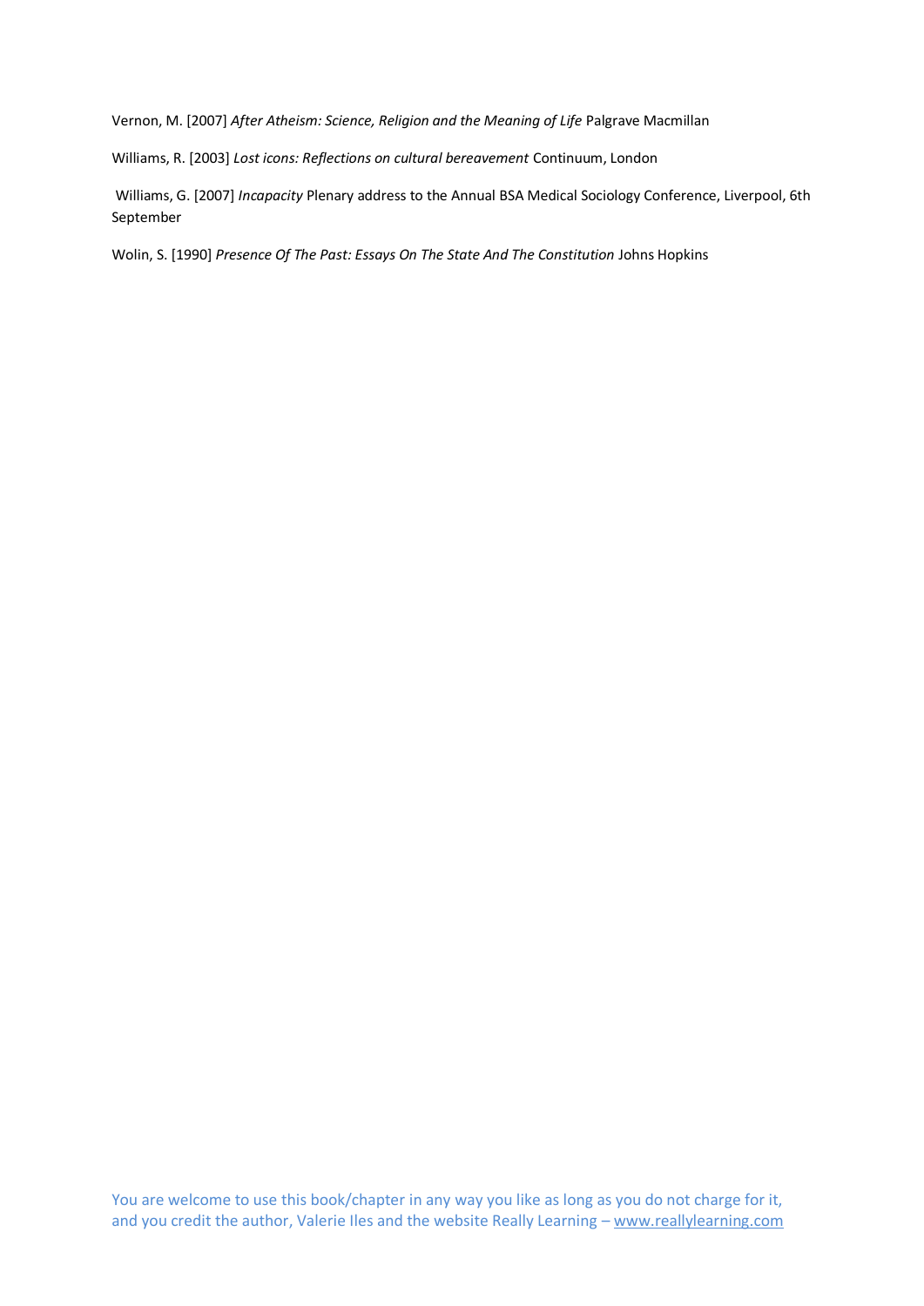Vernon, M. [2007] *After Atheism: Science, Religion and the Meaning of Life* Palgrave Macmillan

Williams, R. [2003] *Lost icons: Reflections on cultural bereavement* Continuum, London

Williams, G. [2007] *Incapacity* Plenary address to the Annual BSA Medical Sociology Conference, Liverpool, 6th September

Wolin, S. [1990] *Presence Of The Past: Essays On The State And The Constitution* Johns Hopkins